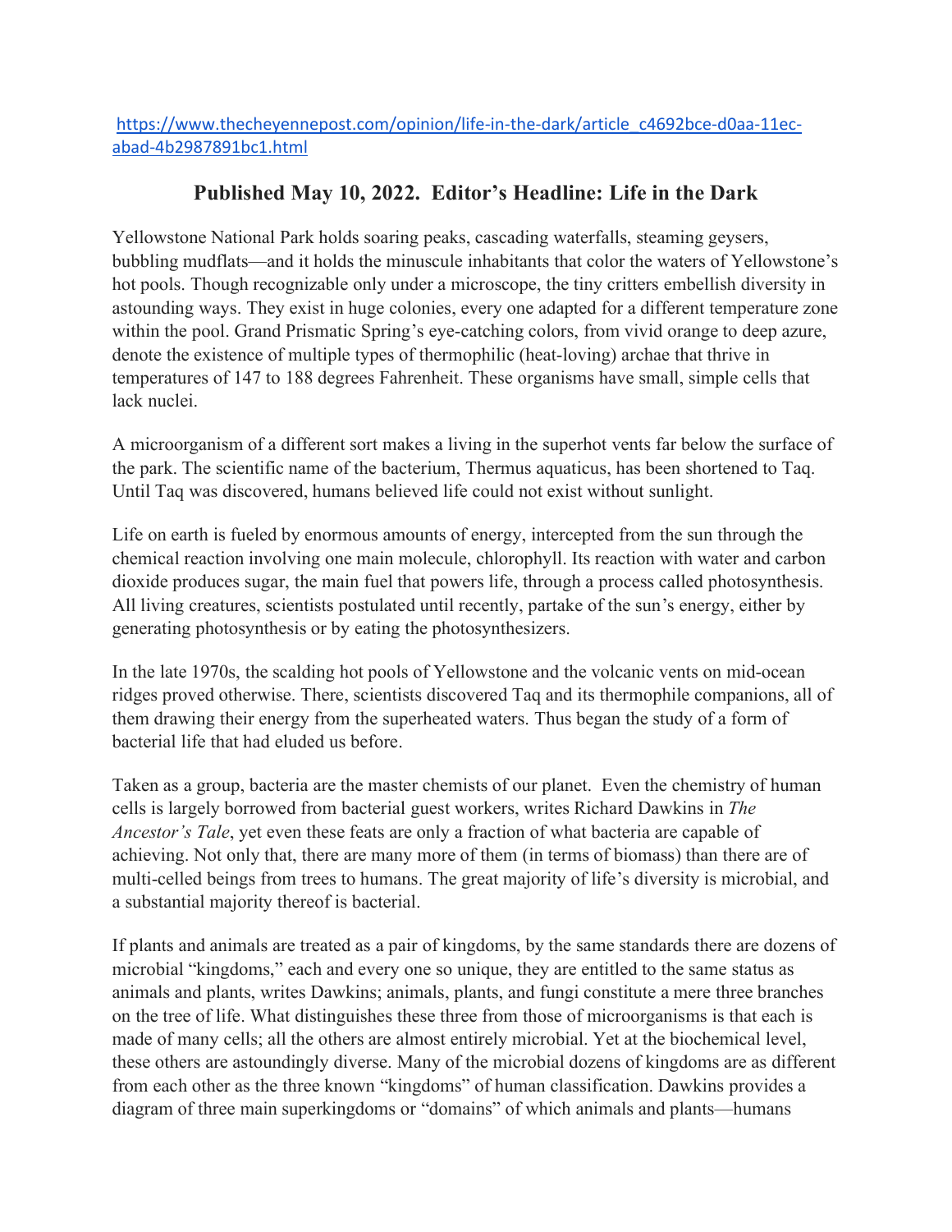https://www.thecheyennepost.com/opinion/life-in-the-dark/article_c4692bce-d0aa-11ec-abad-4b2987891bc1.html

## Published May 10, 2022. Editor's Headline: Life in the Dark

Yellowstone National Park holds soaring peaks, cascading waterfalls, steaming geysers, bubbling mudflats—and it holds the minuscule inhabitants that color the waters of Yellowstone's hot pools. Though recognizable only under a microscope, the tiny critters embellish diversity in astounding ways. They exist in huge colonies, every one adapted for a different temperature zone within the pool. Grand Prismatic Spring's eye-catching colors, from vivid orange to deep azure, denote the existence of multiple types of thermophilic (heat-loving) archae that thrive in temperatures of 147 to 188 degrees Fahrenheit. These organisms have small, simple cells that lack nuclei.

A microorganism of a different sort makes a living in the superhot vents far below the surface of the park. The scientific name of the bacterium, Thermus aquaticus, has been shortened to Taq. Until Taq was discovered, humans believed life could not exist without sunlight.

Life on earth is fueled by enormous amounts of energy, intercepted from the sun through the chemical reaction involving one main molecule, chlorophyll. Its reaction with water and carbon dioxide produces sugar, the main fuel that powers life, through a process called photosynthesis. All living creatures, scientists postulated until recently, partake of the sun's energy, either by generating photosynthesis or by eating the photosynthesizers.

In the late 1970s, the scalding hot pools of Yellowstone and the volcanic vents on mid-ocean ridges proved otherwise. There, scientists discovered Taq and its thermophile companions, all of them drawing their energy from the superheated waters. Thus began the study of a form of bacterial life that had eluded us before.

Taken as a group, bacteria are the master chemists of our planet. Even the chemistry of human cells is largely borrowed from bacterial guest workers, writes Richard Dawkins in *The Ancestor's Tale*, yet even these feats are only a fraction of what bacteria are capable of achieving. Not only that, there are many more of them (in terms of biomass) than there are of multi-celled beings from trees to humans. The great majority of life's diversity is microbial, and a substantial majority thereof is bacterial.

If plants and animals are treated as a pair of kingdoms, by the same standards there are dozens of microbial "kingdoms," each and every one so unique, they are entitled to the same status as animals and plants, writes Dawkins; animals, plants, and fungi constitute a mere three branches on the tree of life. What distinguishes these three from those of microorganisms is that each is made of many cells; all the others are almost entirely microbial. Yet at the biochemical level, these others are astoundingly diverse. Many of the microbial dozens of kingdoms are as different from each other as the three known "kingdoms" of human classification. Dawkins provides a diagram of three main superkingdoms or "domains" of which animals and plants—humans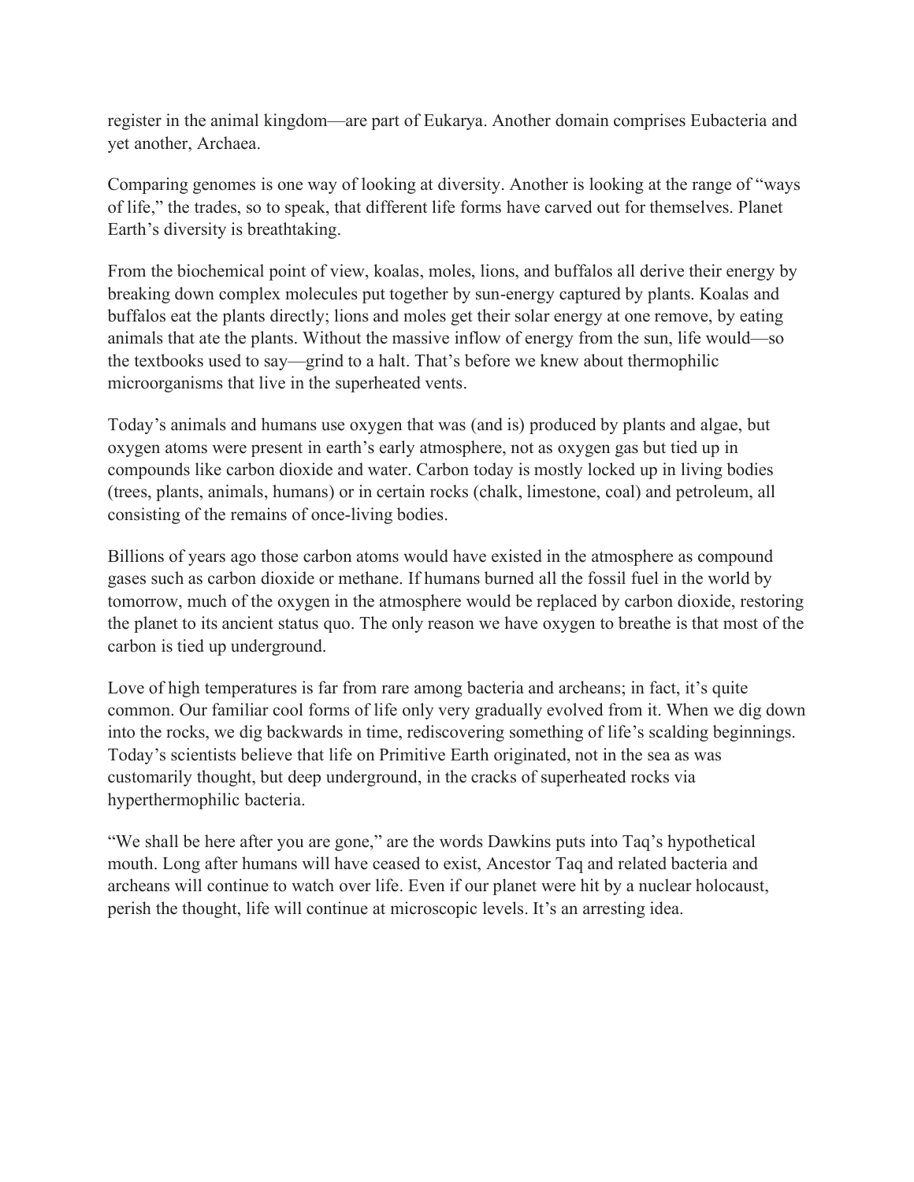register in the animal kingdom—are part of Eukarya. Another domain comprises Eubacteria and yet another, Archaea.

Comparing genomes is one way of looking at diversity. Another is looking at the range of "ways of life," the trades, so to speak, that different life forms have carved out for themselves. Planet Earth's diversity is breathtaking.

From the biochemical point of view, koalas, moles, lions, and buffalos all derive their energy by breaking down complex molecules put together by sun-energy captured by plants. Koalas and buffalos eat the plants directly; lions and moles get their solar energy at one remove, by eating animals that ate the plants. Without the massive inflow of energy from the sun, life would—so the textbooks used to say—grind to a halt. That's before we knew about thermophilic microorganisms that live in the superheated vents.

Today's animals and humans use oxygen that was (and is) produced by plants and algae, but oxygen atoms were present in earth's early atmosphere, not as oxygen gas but tied up in compounds like carbon dioxide and water. Carbon today is mostly locked up in living bodies (trees, plants, animals, humans) or in certain rocks (chalk, limestone, coal) and petroleum, all consisting of the remains of once-living bodies.

Billions of years ago those carbon atoms would have existed in the atmosphere as compound gases such as carbon dioxide or methane. If humans burned all the fossil fuel in the world by tomorrow, much of the oxygen in the atmosphere would be replaced by carbon dioxide, restoring the planet to its ancient status quo. The only reason we have oxygen to breathe is that most of the carbon is tied up underground.

Love of high temperatures is far from rare among bacteria and archeans; in fact, it's quite common. Our familiar cool forms of life only very gradually evolved from it. When we dig down into the rocks, we dig backwards in time, rediscovering something of life's scalding beginnings. Today's scientists believe that life on Primitive Earth originated, not in the sea as was customarily thought, but deep underground, in the cracks of superheated rocks via hyperthermophilic bacteria.

"We shall be here after you are gone," are the words Dawkins puts into Taq's hypothetical mouth. Long after humans will have ceased to exist, Ancestor Taq and related bacteria and archeans will continue to watch over life. Even if our planet were hit by a nuclear holocaust, perish the thought, life will continue at microscopic levels. It's an arresting idea.